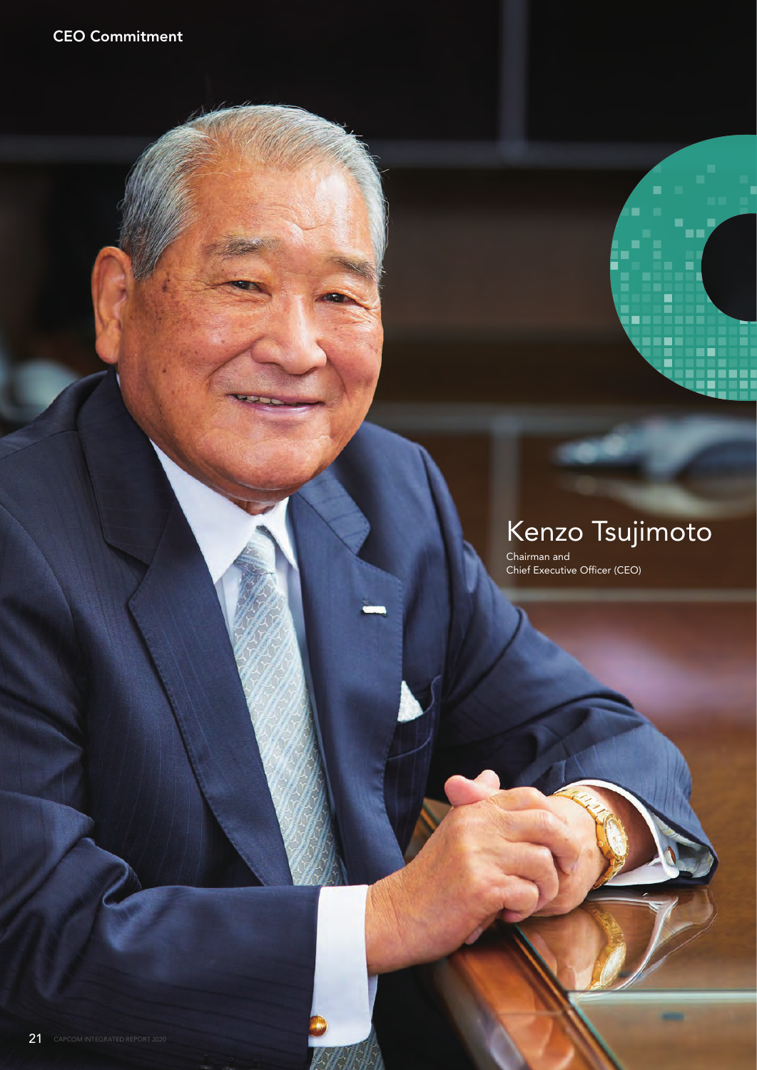## CEO Commitment

# Kenzo Tsujimoto

Chairman and
Chief Executive Officer (CEO)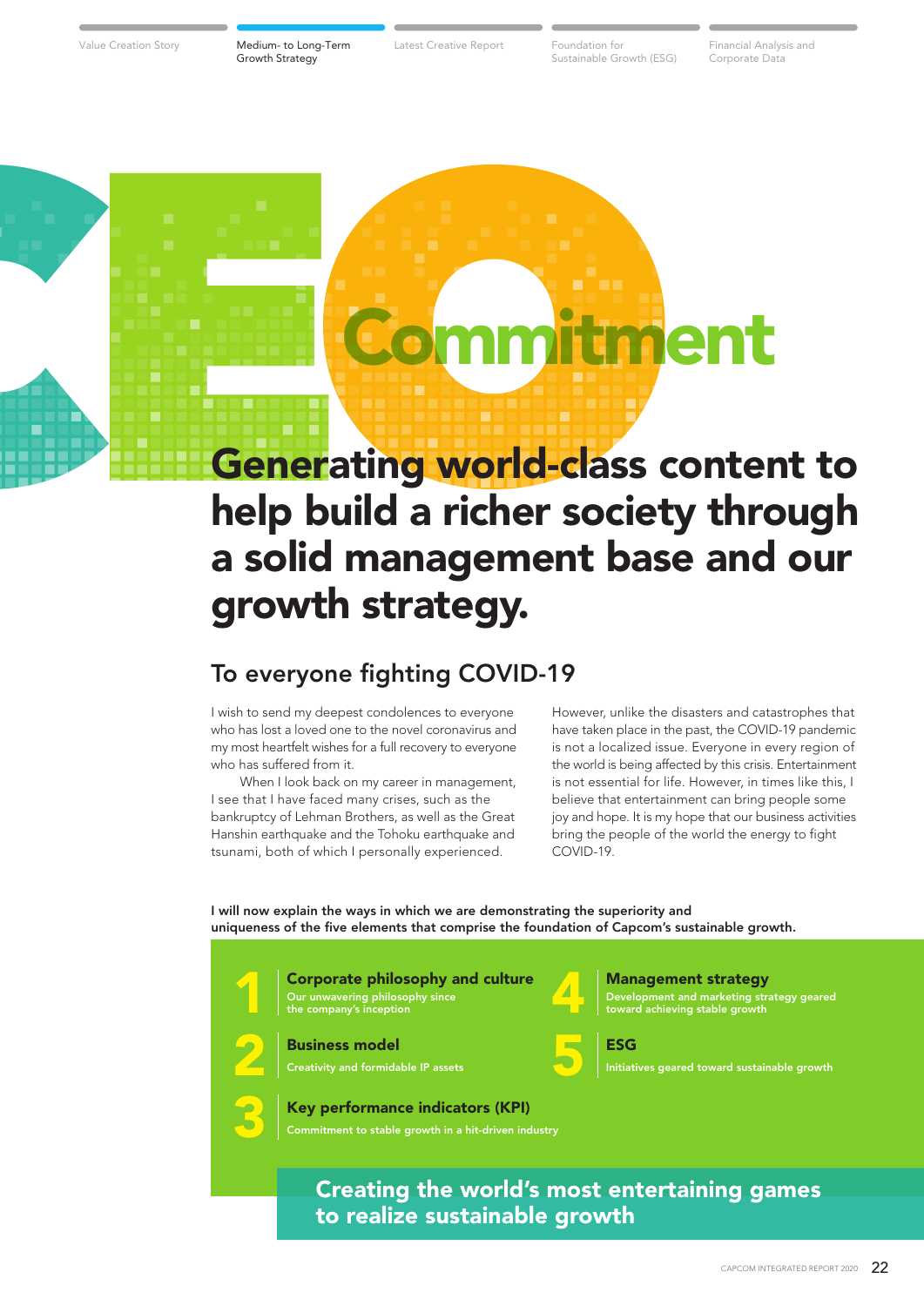# CEO Commitment

## Generating world-class content to help build a richer society through a solid management base and our growth strategy.

### To everyone fighting COVID-19

I wish to send my deepest condolences to everyone who has lost a loved one to the novel coronavirus and my most heartfelt wishes for a full recovery to everyone who has suffered from it.

When I look back on my career in management, I see that I have faced many crises, such as the bankruptcy of Lehman Brothers, as well as the Great Hanshin earthquake and the Tohoku earthquake and tsunami, both of which I personally experienced.

However, unlike the disasters and catastrophes that have taken place in the past, the COVID-19 pandemic is not a localized issue. Everyone in every region of the world is being affected by this crisis. Entertainment is not essential for life. However, in times like this, I believe that entertainment can bring people some joy and hope. It is my hope that our business activities bring the people of the world the energy to fight COVID-19.

**I will now explain the ways in which we are demonstrating the superiority and uniqueness of the five elements that comprise the foundation of Capcom's sustainable growth.**

1. **Corporate philosophy and culture**
   Our unwavering philosophy since the company's inception
2. **Business model**
   Creativity and formidable IP assets
3. **Key performance indicators (KPI)**
   Commitment to stable growth in a hit-driven industry
4. **Management strategy**
   Development and marketing strategy geared toward achieving stable growth
5. **ESG**
   Initiatives geared toward sustainable growth

**Creating the world's most entertaining games to realize sustainable growth**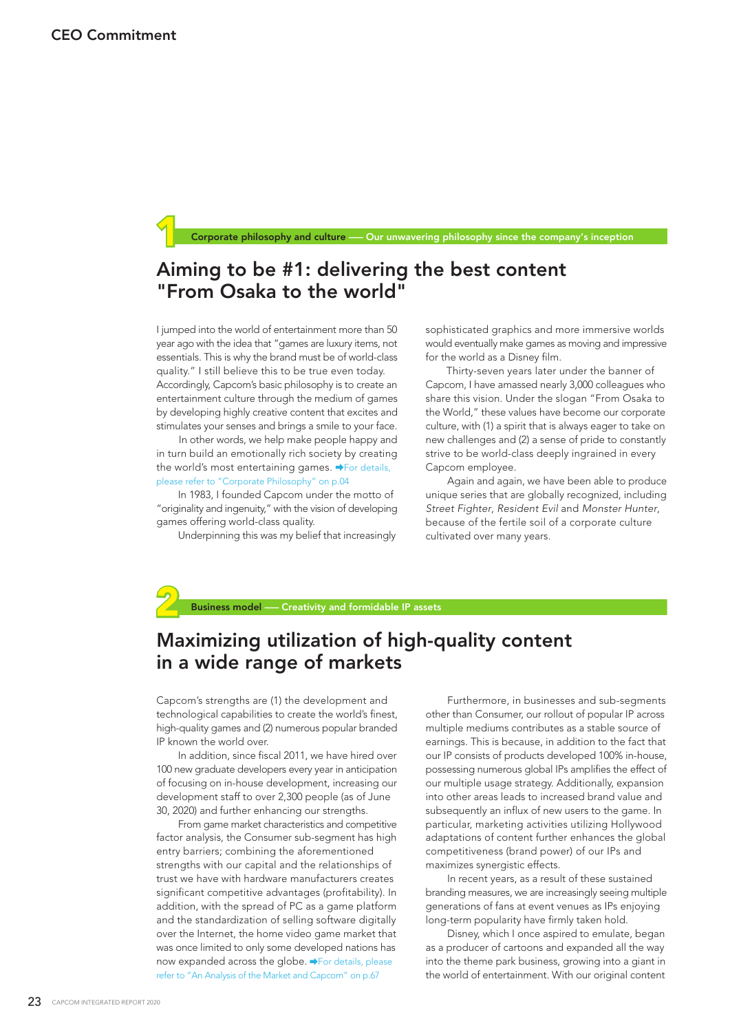## CEO Commitment

**1** **Corporate philosophy and culture** — Our unwavering philosophy since the company's inception

## Aiming to be #1: delivering the best content "From Osaka to the world"

I jumped into the world of entertainment more than 50 year ago with the idea that "games are luxury items, not essentials. This is why the brand must be of world-class quality." I still believe this to be true even today. Accordingly, Capcom's basic philosophy is to create an entertainment culture through the medium of games by developing highly creative content that excites and stimulates your senses and brings a smile to your face.

In other words, we help make people happy and in turn build an emotionally rich society by creating the world's most entertaining games. ➡For details, please refer to "Corporate Philosophy" on p.04

In 1983, I founded Capcom under the motto of "originality and ingenuity," with the vision of developing games offering world-class quality.

Underpinning this was my belief that increasingly sophisticated graphics and more immersive worlds would eventually make games as moving and impressive for the world as a Disney film.

Thirty-seven years later under the banner of Capcom, I have amassed nearly 3,000 colleagues who share this vision. Under the slogan "From Osaka to the World," these values have become our corporate culture, with (1) a spirit that is always eager to take on new challenges and (2) a sense of pride to constantly strive to be world-class deeply ingrained in every Capcom employee.

Again and again, we have been able to produce unique series that are globally recognized, including *Street Fighter*, *Resident Evil* and *Monster Hunter*, because of the fertile soil of a corporate culture cultivated over many years.

**2** **Business model** — Creativity and formidable IP assets

## Maximizing utilization of high-quality content in a wide range of markets

Capcom's strengths are (1) the development and technological capabilities to create the world's finest, high-quality games and (2) numerous popular branded IP known the world over.

In addition, since fiscal 2011, we have hired over 100 new graduate developers every year in anticipation of focusing on in-house development, increasing our development staff to over 2,300 people (as of June 30, 2020) and further enhancing our strengths.

From game market characteristics and competitive factor analysis, the Consumer sub-segment has high entry barriers; combining the aforementioned strengths with our capital and the relationships of trust we have with hardware manufacturers creates significant competitive advantages (profitability). In addition, with the spread of PC as a game platform and the standardization of selling software digitally over the Internet, the home video game market that was once limited to only some developed nations has now expanded across the globe. ➡For details, please refer to "An Analysis of the Market and Capcom" on p.67

Furthermore, in businesses and sub-segments other than Consumer, our rollout of popular IP across multiple mediums contributes as a stable source of earnings. This is because, in addition to the fact that our IP consists of products developed 100% in-house, possessing numerous global IPs amplifies the effect of our multiple usage strategy. Additionally, expansion into other areas leads to increased brand value and subsequently an influx of new users to the game. In particular, marketing activities utilizing Hollywood adaptations of content further enhances the global competitiveness (brand power) of our IPs and maximizes synergistic effects.

In recent years, as a result of these sustained branding measures, we are increasingly seeing multiple generations of fans at event venues as IPs enjoying long-term popularity have firmly taken hold.

Disney, which I once aspired to emulate, began as a producer of cartoons and expanded all the way into the theme park business, growing into a giant in the world of entertainment. With our original content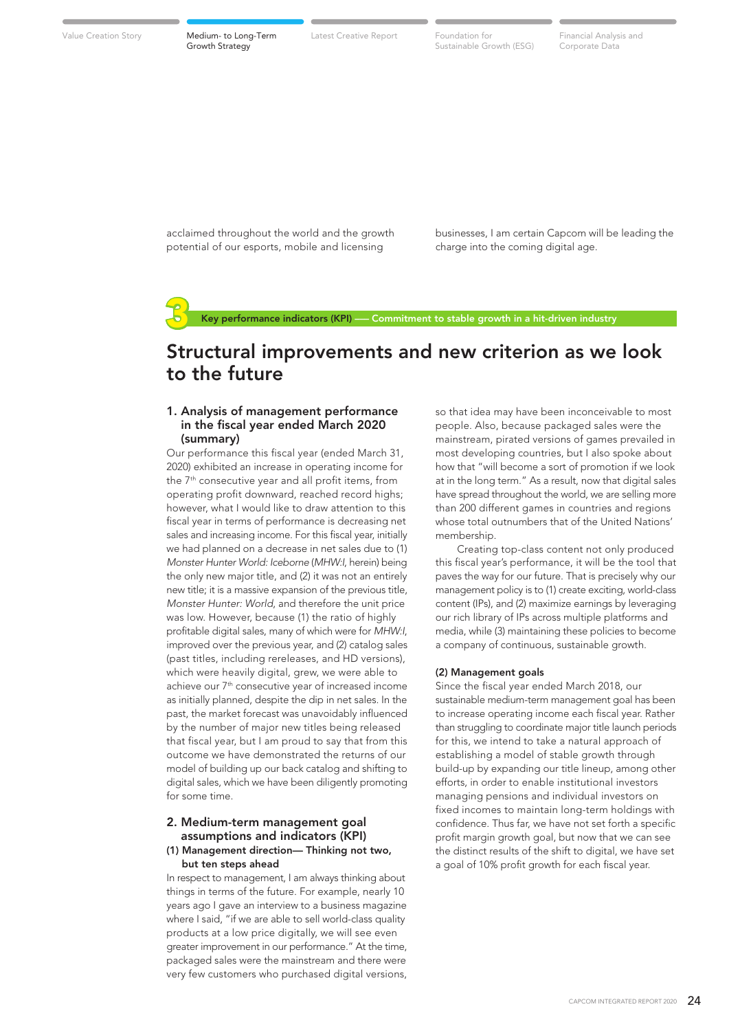acclaimed throughout the world and the growth potential of our esports, mobile and licensing businesses, I am certain Capcom will be leading the charge into the coming digital age.

**3 Key performance indicators (KPI) — Commitment to stable growth in a hit-driven industry**

# Structural improvements and new criterion as we look to the future

### 1. Analysis of management performance in the fiscal year ended March 2020 (summary)

Our performance this fiscal year (ended March 31, 2020) exhibited an increase in operating income for the 7th consecutive year and all profit items, from operating profit downward, reached record highs; however, what I would like to draw attention to this fiscal year in terms of performance is decreasing net sales and increasing income. For this fiscal year, initially we had planned on a decrease in net sales due to (1) *Monster Hunter World: Iceborne* (*MHW:I*, herein) being the only new major title, and (2) it was not an entirely new title; it is a massive expansion of the previous title, *Monster Hunter: World*, and therefore the unit price was low. However, because (1) the ratio of highly profitable digital sales, many of which were for *MHW:I*, improved over the previous year, and (2) catalog sales (past titles, including rereleases, and HD versions), which were heavily digital, grew, we were able to achieve our 7th consecutive year of increased income as initially planned, despite the dip in net sales. In the past, the market forecast was unavoidably influenced by the number of major new titles being released that fiscal year, but I am proud to say that from this outcome we have demonstrated the returns of our model of building up our back catalog and shifting to digital sales, which we have been diligently promoting for some time.

### 2. Medium-term management goal assumptions and indicators (KPI)

#### (1) Management direction— Thinking not two, but ten steps ahead

In respect to management, I am always thinking about things in terms of the future. For example, nearly 10 years ago I gave an interview to a business magazine where I said, "if we are able to sell world-class quality products at a low price digitally, we will see even greater improvement in our performance." At the time, packaged sales were the mainstream and there were very few customers who purchased digital versions, so that idea may have been inconceivable to most people. Also, because packaged sales were the mainstream, pirated versions of games prevailed in most developing countries, but I also spoke about how that "will become a sort of promotion if we look at in the long term." As a result, now that digital sales have spread throughout the world, we are selling more than 200 different games in countries and regions whose total outnumbers that of the United Nations' membership.

Creating top-class content not only produced this fiscal year's performance, it will be the tool that paves the way for our future. That is precisely why our management policy is to (1) create exciting, world-class content (IPs), and (2) maximize earnings by leveraging our rich library of IPs across multiple platforms and media, while (3) maintaining these policies to become a company of continuous, sustainable growth.

#### (2) Management goals

Since the fiscal year ended March 2018, our sustainable medium-term management goal has been to increase operating income each fiscal year. Rather than struggling to coordinate major title launch periods for this, we intend to take a natural approach of establishing a model of stable growth through build-up by expanding our title lineup, among other efforts, in order to enable institutional investors managing pensions and individual investors on fixed incomes to maintain long-term holdings with confidence. Thus far, we have not set forth a specific profit margin growth goal, but now that we can see the distinct results of the shift to digital, we have set a goal of 10% profit growth for each fiscal year.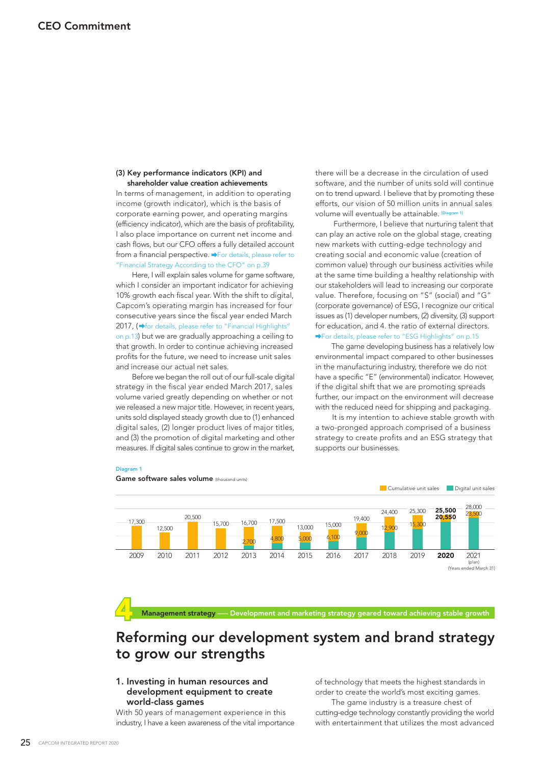## CEO Commitment

### (3) Key performance indicators (KPI) and shareholder value creation achievements

In terms of management, in addition to operating income (growth indicator), which is the basis of corporate earning power, and operating margins (efficiency indicator), which are the basis of profitability, I also place importance on current net income and cash flows, but our CFO offers a fully detailed account from a financial perspective. ➡For details, please refer to "Financial Strategy According to the CFO" on p.39

Here, I will explain sales volume for game software, which I consider an important indicator for achieving 10% growth each fiscal year. With the shift to digital, Capcom's operating margin has increased for four consecutive years since the fiscal year ended March 2017, (➡for details, please refer to "Financial Highlights" on p.13) but we are gradually approaching a ceiling to that growth. In order to continue achieving increased profits for the future, we need to increase unit sales and increase our actual net sales.

Before we began the roll out of our full-scale digital strategy in the fiscal year ended March 2017, sales volume varied greatly depending on whether or not we released a new major title. However, in recent years, units sold displayed steady growth due to (1) enhanced digital sales, (2) longer product lives of major titles, and (3) the promotion of digital marketing and other measures. If digital sales continue to grow in the market, there will be a decrease in the circulation of used software, and the number of units sold will continue on to trend upward. I believe that by promoting these efforts, our vision of 50 million units in annual sales volume will eventually be attainable. [Diagram 1]

Furthermore, I believe that nurturing talent that can play an active role on the global stage, creating new markets with cutting-edge technology and creating social and economic value (creation of common value) through our business activities while at the same time building a healthy relationship with our stakeholders will lead to increasing our corporate value. Therefore, focusing on "S" (social) and "G" (corporate governance) of ESG, I recognize our critical issues as (1) developer numbers, (2) diversity, (3) support for education, and 4. the ratio of external directors. ➡For details, please refer to "ESG Highlights" on p.15

The game developing business has a relatively low environmental impact compared to other businesses in the manufacturing industry, therefore we do not have a specific "E" (environmental) indicator. However, if the digital shift that we are promoting spreads further, our impact on the environment will decrease with the reduced need for shipping and packaging.

It is my intention to achieve stable growth with a two-pronged approach comprised of a business strategy to create profits and an ESG strategy that supports our businesses.

Diagram 1

**Game software sales volume** (thousand units)

| Years ended March 31 | Cumulative unit sales | Digital unit sales |
|---|---|---|
| 2009 | 17,300 | |
| 2010 | 12,500 | |
| 2011 | 20,500 | |
| 2012 | 15,700 | |
| 2013 | 16,700 | 2,700 |
| 2014 | 17,500 | 4,800 |
| 2015 | 13,000 | 5,000 |
| 2016 | 15,000 | 6,100 |
| 2017 | 19,400 | 9,000 |
| 2018 | 24,400 | 12,900 |
| 2019 | 25,300 | 15,300 |
| **2020** | **25,500** | **20,550** |
| 2021 (plan) | 28,000 | 23,500 |

## 4 Management strategy — Development and marketing strategy geared toward achieving stable growth

# Reforming our development system and brand strategy to grow our strengths

### 1. Investing in human resources and development equipment to create world-class games

With 50 years of management experience in this industry, I have a keen awareness of the vital importance of technology that meets the highest standards in order to create the world's most exciting games.

The game industry is a treasure chest of cutting-edge technology constantly providing the world with entertainment that utilizes the most advanced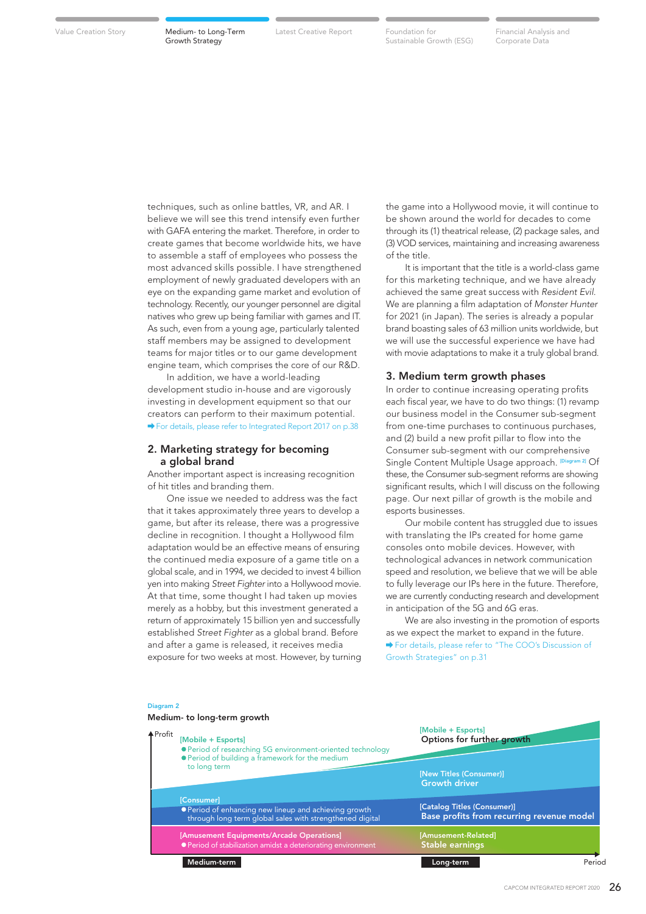techniques, such as online battles, VR, and AR. I believe we will see this trend intensify even further with GAFA entering the market. Therefore, in order to create games that become worldwide hits, we have to assemble a staff of employees who possess the most advanced skills possible. I have strengthened employment of newly graduated developers with an eye on the expanding game market and evolution of technology. Recently, our younger personnel are digital natives who grew up being familiar with games and IT. As such, even from a young age, particularly talented staff members may be assigned to development teams for major titles or to our game development engine team, which comprises the core of our R&D.

In addition, we have a world-leading development studio in-house and are vigorously investing in development equipment so that our creators can perform to their maximum potential.

➡ For details, please refer to Integrated Report 2017 on p.38

## 2. Marketing strategy for becoming a global brand

Another important aspect is increasing recognition of hit titles and branding them.

One issue we needed to address was the fact that it takes approximately three years to develop a game, but after its release, there was a progressive decline in recognition. I thought a Hollywood film adaptation would be an effective means of ensuring the continued media exposure of a game title on a global scale, and in 1994, we decided to invest 4 billion yen into making *Street Fighter* into a Hollywood movie. At that time, some thought I had taken up movies merely as a hobby, but this investment generated a return of approximately 15 billion yen and successfully established *Street Fighter* as a global brand. Before and after a game is released, it receives media exposure for two weeks at most. However, by turning the game into a Hollywood movie, it will continue to be shown around the world for decades to come through its (1) theatrical release, (2) package sales, and (3) VOD services, maintaining and increasing awareness of the title.

It is important that the title is a world-class game for this marketing technique, and we have already achieved the same great success with *Resident Evil*. We are planning a film adaptation of *Monster Hunter* for 2021 (in Japan). The series is already a popular brand boasting sales of 63 million units worldwide, but we will use the successful experience we have had with movie adaptations to make it a truly global brand.

## 3. Medium term growth phases

In order to continue increasing operating profits each fiscal year, we have to do two things: (1) revamp our business model in the Consumer sub-segment from one-time purchases to continuous purchases, and (2) build a new profit pillar to flow into the Consumer sub-segment with our comprehensive Single Content Multiple Usage approach. [Diagram 2] Of these, the Consumer sub-segment reforms are showing significant results, which I will discuss on the following page. Our next pillar of growth is the mobile and esports businesses.

Our mobile content has struggled due to issues with translating the IPs created for home game consoles onto mobile devices. However, with technological advances in network communication speed and resolution, we believe that we will be able to fully leverage our IPs here in the future. Therefore, we are currently conducting research and development in anticipation of the 5G and 6G eras.

We are also investing in the promotion of esports as we expect the market to expand in the future.

➡ For details, please refer to "The COO's Discussion of Growth Strategies" on p.31

Diagram 2

**Medium- to long-term growth**

Profit

[Mobile + Esports]
● Period of researching 5G environment-oriented technology
● Period of building a framework for the medium to long term

[Consumer]
● Period of enhancing new lineup and achieving growth through long term global sales with strengthened digital

[Amusement Equipments/Arcade Operations]
● Period of stabilization amidst a deteriorating environment

[Mobile + Esports]
**Options for further growth**

[New Titles (Consumer)]
**Growth driver**

[Catalog Titles (Consumer)]
**Base profits from recurring revenue model**

[Amusement-Related]
**Stable earnings**

**Medium-term** **Long-term** Period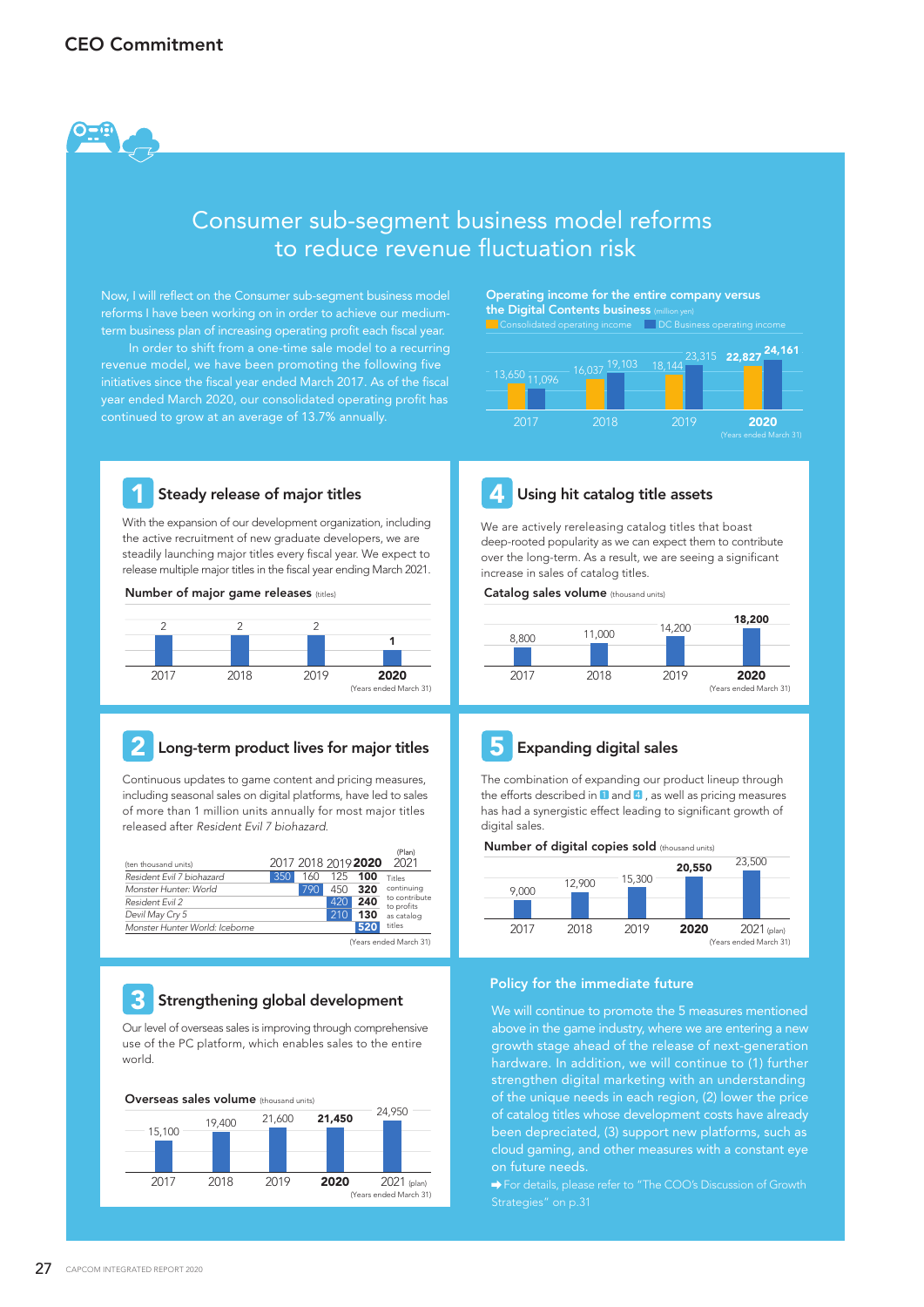## CEO Commitment

# Consumer sub-segment business model reforms to reduce revenue fluctuation risk

Now, I will reflect on the Consumer sub-segment business model reforms I have been working on in order to achieve our medium-term business plan of increasing operating profit each fiscal year.

In order to shift from a one-time sale model to a recurring revenue model, we have been promoting the following five initiatives since the fiscal year ended March 2017. As of the fiscal year ended March 2020, our consolidated operating profit has continued to grow at an average of 13.7% annually.

**Operating income for the entire company versus the Digital Contents business** (million yen)

| | 2017 | 2018 | 2019 | **2020** |
|---|---|---|---|---|
| Consolidated operating income | 13,650 | 16,037 | 18,144 | **22,827** |
| DC Business operating income | 11,096 | 19,103 | 23,315 | **24,161** |

(Years ended March 31)

### 1 Steady release of major titles

With the expansion of our development organization, including the active recruitment of new graduate developers, we are steadily launching major titles every fiscal year. We expect to release multiple major titles in the fiscal year ending March 2021.

**Number of major game releases** (titles)

| 2017 | 2018 | 2019 | **2020** |
|---|---|---|---|
| 2 | 2 | 2 | **1** |

(Years ended March 31)

### 2 Long-term product lives for major titles

Continuous updates to game content and pricing measures, including seasonal sales on digital platforms, have led to sales of more than 1 million units annually for most major titles released after *Resident Evil 7 biohazard*.

| (ten thousand units) | 2017 | 2018 | 2019 | **2020** | (Plan) 2021 |
|---|---|---|---|---|---|
| *Resident Evil 7 biohazard* | 350 | 160 | 125 | **100** | Titles continuing to contribute to profits as catalog titles |
| *Monster Hunter: World* | | 790 | 450 | **320** | |
| *Resident Evil 2* | | | 420 | **240** | |
| *Devil May Cry 5* | | | 210 | **130** | |
| *Monster Hunter World: Iceborne* | | | | **520** | |

(Years ended March 31)

### 3 Strengthening global development

Our level of overseas sales is improving through comprehensive use of the PC platform, which enables sales to the entire world.

**Overseas sales volume** (thousand units)

| 2017 | 2018 | 2019 | **2020** | 2021 (plan) |
|---|---|---|---|---|
| 15,100 | 19,400 | 21,600 | **21,450** | 24,950 |

(Years ended March 31)

### 4 Using hit catalog title assets

We are actively rereleasing catalog titles that boast deep-rooted popularity as we can expect them to contribute over the long-term. As a result, we are seeing a significant increase in sales of catalog titles.

**Catalog sales volume** (thousand units)

| 2017 | 2018 | 2019 | **2020** |
|---|---|---|---|
| 8,800 | 11,000 | 14,200 | **18,200** |

(Years ended March 31)

### 5 Expanding digital sales

The combination of expanding our product lineup through the efforts described in 1 and 4, as well as pricing measures has had a synergistic effect leading to significant growth of digital sales.

**Number of digital copies sold** (thousand units)

| 2017 | 2018 | 2019 | **2020** | 2021 (plan) |
|---|---|---|---|---|
| 9,000 | 12,900 | 15,300 | **20,550** | 23,500 |

(Years ended March 31)

### Policy for the immediate future

We will continue to promote the 5 measures mentioned above in the game industry, where we are entering a new growth stage ahead of the release of next-generation hardware. In addition, we will continue to (1) further strengthen digital marketing with an understanding of the unique needs in each region, (2) lower the price of catalog titles whose development costs have already been depreciated, (3) support new platforms, such as cloud gaming, and other measures with a constant eye on future needs.

➡ For details, please refer to "The COO's Discussion of Growth Strategies" on p.31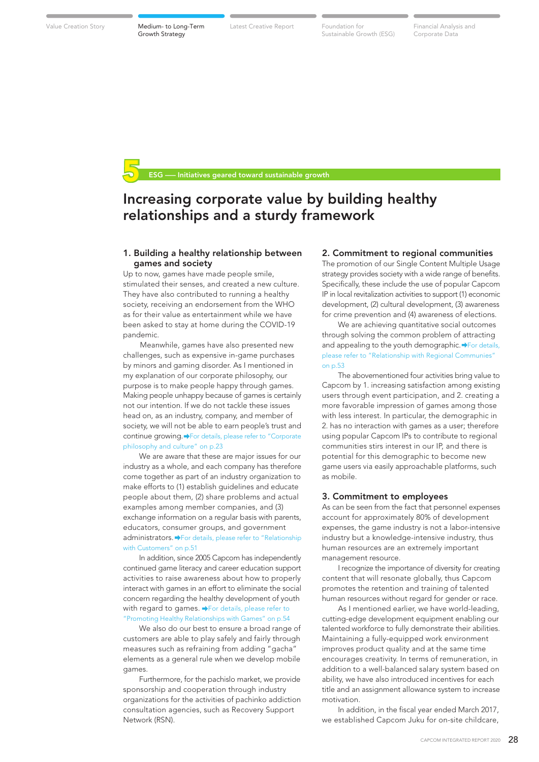5 ESG — Initiatives geared toward sustainable growth

# Increasing corporate value by building healthy relationships and a sturdy framework

## 1. Building a healthy relationship between games and society

Up to now, games have made people smile, stimulated their senses, and created a new culture. They have also contributed to running a healthy society, receiving an endorsement from the WHO as for their value as entertainment while we have been asked to stay at home during the COVID-19 pandemic.

Meanwhile, games have also presented new challenges, such as expensive in-game purchases by minors and gaming disorder. As I mentioned in my explanation of our corporate philosophy, our purpose is to make people happy through games. Making people unhappy because of games is certainly not our intention. If we do not tackle these issues head on, as an industry, company, and member of society, we will not be able to earn people's trust and continue growing. ➡For details, please refer to "Corporate philosophy and culture" on p.23

We are aware that these are major issues for our industry as a whole, and each company has therefore come together as part of an industry organization to make efforts to (1) establish guidelines and educate people about them, (2) share problems and actual examples among member companies, and (3) exchange information on a regular basis with parents, educators, consumer groups, and government administrators. ➡For details, please refer to "Relationship with Customers" on p.51

In addition, since 2005 Capcom has independently continued game literacy and career education support activities to raise awareness about how to properly interact with games in an effort to eliminate the social concern regarding the healthy development of youth with regard to games. ➡For details, please refer to "Promoting Healthy Relationships with Games" on p.54

We also do our best to ensure a broad range of customers are able to play safely and fairly through measures such as refraining from adding "gacha" elements as a general rule when we develop mobile games.

Furthermore, for the pachislo market, we provide sponsorship and cooperation through industry organizations for the activities of pachinko addiction consultation agencies, such as Recovery Support Network (RSN).

## 2. Commitment to regional communities

The promotion of our Single Content Multiple Usage strategy provides society with a wide range of benefits. Specifically, these include the use of popular Capcom IP in local revitalization activities to support (1) economic development, (2) cultural development, (3) awareness for crime prevention and (4) awareness of elections.

We are achieving quantitative social outcomes through solving the common problem of attracting and appealing to the youth demographic. ➡For details, please refer to "Relationship with Regional Communities" on p.53

The abovementioned four activities bring value to Capcom by 1. increasing satisfaction among existing users through event participation, and 2. creating a more favorable impression of games among those with less interest. In particular, the demographic in 2. has no interaction with games as a user; therefore using popular Capcom IPs to contribute to regional communities stirs interest in our IP, and there is potential for this demographic to become new game users via easily approachable platforms, such as mobile.

## 3. Commitment to employees

As can be seen from the fact that personnel expenses account for approximately 80% of development expenses, the game industry is not a labor-intensive industry but a knowledge-intensive industry, thus human resources are an extremely important management resource.

I recognize the importance of diversity for creating content that will resonate globally, thus Capcom promotes the retention and training of talented human resources without regard for gender or race.

As I mentioned earlier, we have world-leading, cutting-edge development equipment enabling our talented workforce to fully demonstrate their abilities. Maintaining a fully-equipped work environment improves product quality and at the same time encourages creativity. In terms of remuneration, in addition to a well-balanced salary system based on ability, we have also introduced incentives for each title and an assignment allowance system to increase motivation.

In addition, in the fiscal year ended March 2017, we established Capcom Juku for on-site childcare,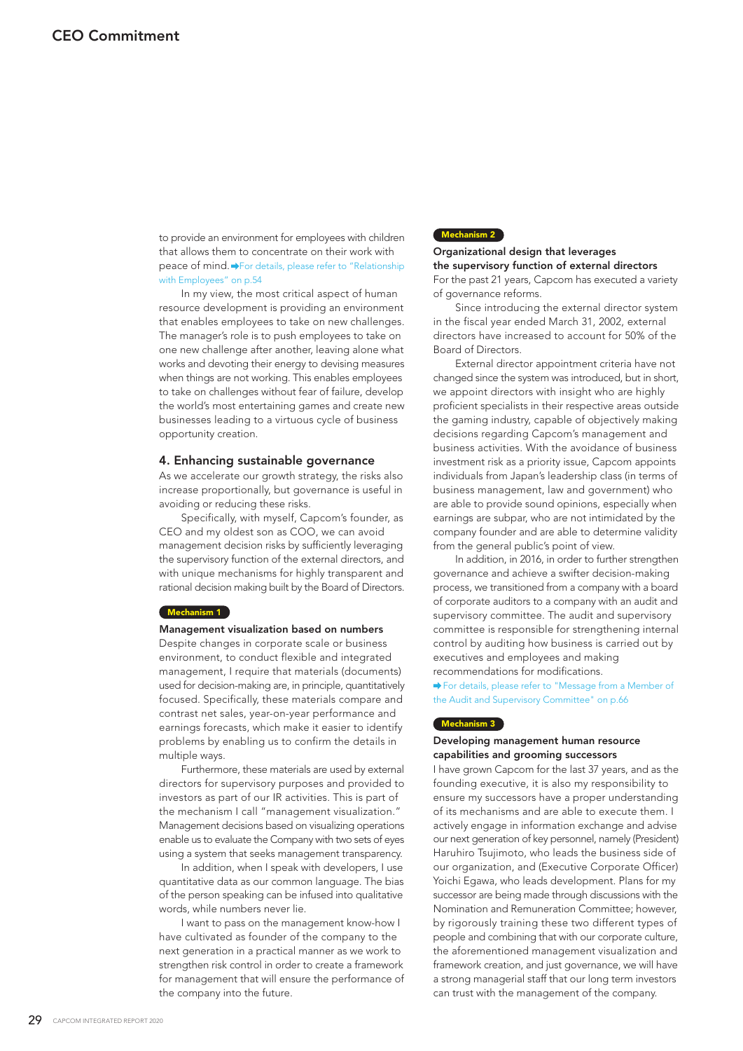# CEO Commitment

to provide an environment for employees with children that allows them to concentrate on their work with peace of mind. ➡For details, please refer to "Relationship with Employees" on p.54

In my view, the most critical aspect of human resource development is providing an environment that enables employees to take on new challenges. The manager's role is to push employees to take on one new challenge after another, leaving alone what works and devoting their energy to devising measures when things are not working. This enables employees to take on challenges without fear of failure, develop the world's most entertaining games and create new businesses leading to a virtuous cycle of business opportunity creation.

## 4. Enhancing sustainable governance

As we accelerate our growth strategy, the risks also increase proportionally, but governance is useful in avoiding or reducing these risks.

Specifically, with myself, Capcom's founder, as CEO and my oldest son as COO, we can avoid management decision risks by sufficiently leveraging the supervisory function of the external directors, and with unique mechanisms for highly transparent and rational decision making built by the Board of Directors.

**Mechanism 1**

### Management visualization based on numbers

Despite changes in corporate scale or business environment, to conduct flexible and integrated management, I require that materials (documents) used for decision-making are, in principle, quantitatively focused. Specifically, these materials compare and contrast net sales, year-on-year performance and earnings forecasts, which make it easier to identify problems by enabling us to confirm the details in multiple ways.

Furthermore, these materials are used by external directors for supervisory purposes and provided to investors as part of our IR activities. This is part of the mechanism I call "management visualization." Management decisions based on visualizing operations enable us to evaluate the Company with two sets of eyes using a system that seeks management transparency.

In addition, when I speak with developers, I use quantitative data as our common language. The bias of the person speaking can be infused into qualitative words, while numbers never lie.

I want to pass on the management know-how I have cultivated as founder of the company to the next generation in a practical manner as we work to strengthen risk control in order to create a framework for management that will ensure the performance of the company into the future.

**Mechanism 2**

### Organizational design that leverages the supervisory function of external directors

For the past 21 years, Capcom has executed a variety of governance reforms.

Since introducing the external director system in the fiscal year ended March 31, 2002, external directors have increased to account for 50% of the Board of Directors.

External director appointment criteria have not changed since the system was introduced, but in short, we appoint directors with insight who are highly proficient specialists in their respective areas outside the gaming industry, capable of objectively making decisions regarding Capcom's management and business activities. With the avoidance of business investment risk as a priority issue, Capcom appoints individuals from Japan's leadership class (in terms of business management, law and government) who are able to provide sound opinions, especially when earnings are subpar, who are not intimidated by the company founder and are able to determine validity from the general public's point of view.

In addition, in 2016, in order to further strengthen governance and achieve a swifter decision-making process, we transitioned from a company with a board of corporate auditors to a company with an audit and supervisory committee. The audit and supervisory committee is responsible for strengthening internal control by auditing how business is carried out by executives and employees and making recommendations for modifications.

➡For details, please refer to "Message from a Member of the Audit and Supervisory Committee" on p.66

**Mechanism 3**

### Developing management human resource capabilities and grooming successors

I have grown Capcom for the last 37 years, and as the founding executive, it is also my responsibility to ensure my successors have a proper understanding of its mechanisms and are able to execute them. I actively engage in information exchange and advise our next generation of key personnel, namely (President) Haruhiro Tsujimoto, who leads the business side of our organization, and (Executive Corporate Officer) Yoichi Egawa, who leads development. Plans for my successor are being made through discussions with the Nomination and Remuneration Committee; however, by rigorously training these two different types of people and combining that with our corporate culture, the aforementioned management visualization and framework creation, and just governance, we will have a strong managerial staff that our long term investors can trust with the management of the company.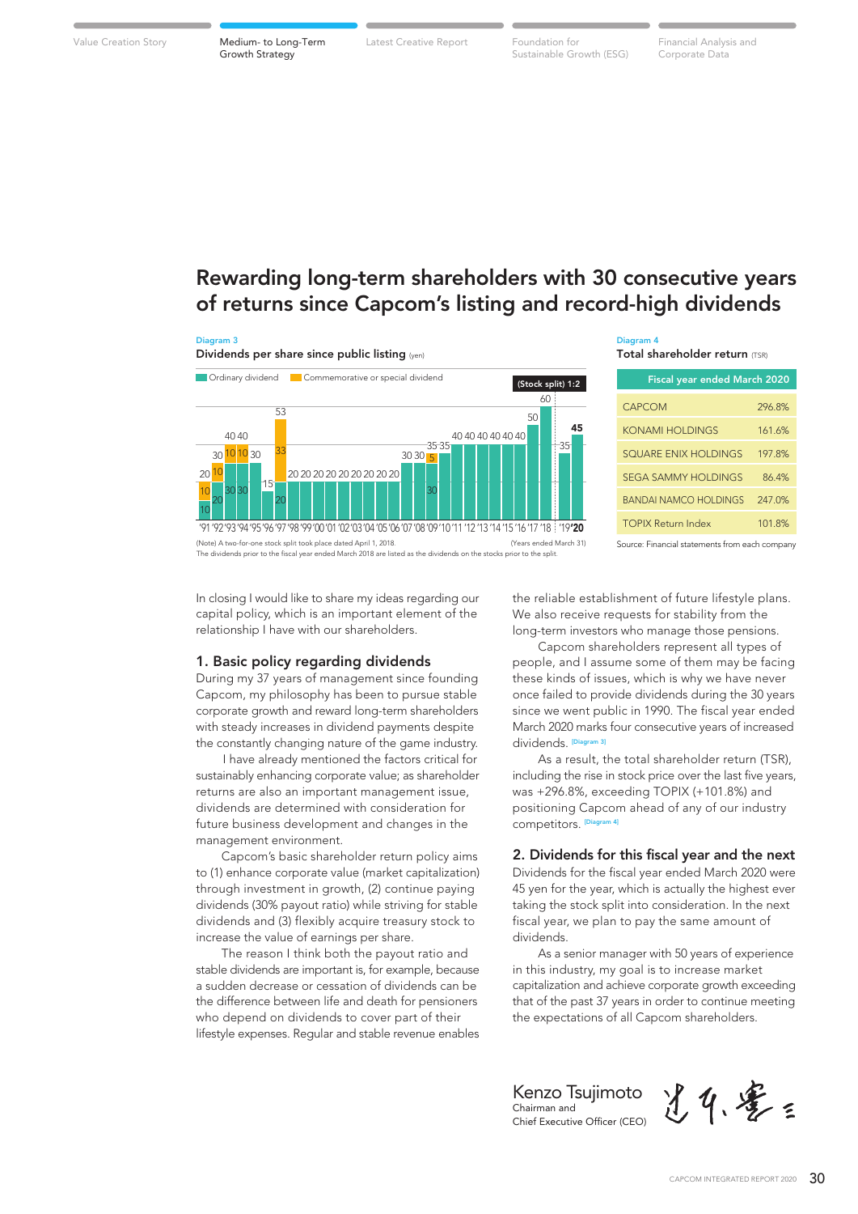# Rewarding long-term shareholders with 30 consecutive years of returns since Capcom's listing and record-high dividends

Diagram 3

**Dividends per share since public listing** (yen)

Ordinary dividend  Commemorative or special dividend

(Stock split) 1:2

10 10 20 20 10 30 40 40 30 10 30 10 30 15 20 33 53 20 20 20 20 20 20 20 20 20 30 30 30 5 35 35 40 40 40 40 40 40 50 60 35 45

'91 '92 '93 '94 '95 '96 '97 '98 '99 '00 '01 '02 '03 '04 '05 '06 '07 '08 '09 '10 '11 '12 '13 '14 '15 '16 '17 '18 '19 **'20**

(Note) A two-for-one stock split took place dated April 1, 2018.
The dividends prior to the fiscal year ended March 2018 are listed as the dividends on the stocks prior to the split.

(Years ended March 31)

Diagram 4

**Total shareholder return** (TSR)

| | Fiscal year ended March 2020 |
|---|---|
| CAPCOM | 296.8% |
| KONAMI HOLDINGS | 161.6% |
| SQUARE ENIX HOLDINGS | 197.8% |
| SEGA SAMMY HOLDINGS | 86.4% |
| BANDAI NAMCO HOLDINGS | 247.0% |
| TOPIX Return Index | 101.8% |

Source: Financial statements from each company

In closing I would like to share my ideas regarding our capital policy, which is an important element of the relationship I have with our shareholders.

## 1. Basic policy regarding dividends

During my 37 years of management since founding Capcom, my philosophy has been to pursue stable corporate growth and reward long-term shareholders with steady increases in dividend payments despite the constantly changing nature of the game industry.

I have already mentioned the factors critical for sustainably enhancing corporate value; as shareholder returns are also an important management issue, dividends are determined with consideration for future business development and changes in the management environment.

Capcom's basic shareholder return policy aims to (1) enhance corporate value (market capitalization) through investment in growth, (2) continue paying dividends (30% payout ratio) while striving for stable dividends and (3) flexibly acquire treasury stock to increase the value of earnings per share.

The reason I think both the payout ratio and stable dividends are important is, for example, because a sudden decrease or cessation of dividends can be the difference between life and death for pensioners who depend on dividends to cover part of their lifestyle expenses. Regular and stable revenue enables the reliable establishment of future lifestyle plans. We also receive requests for stability from the long-term investors who manage those pensions.

Capcom shareholders represent all types of people, and I assume some of them may be facing these kinds of issues, which is why we have never once failed to provide dividends during the 30 years since we went public in 1990. The fiscal year ended March 2020 marks four consecutive years of increased dividends. [Diagram 3]

As a result, the total shareholder return (TSR), including the rise in stock price over the last five years, was +296.8%, exceeding TOPIX (+101.8%) and positioning Capcom ahead of any of our industry competitors. [Diagram 4]

## 2. Dividends for this fiscal year and the next

Dividends for the fiscal year ended March 2020 were 45 yen for the year, which is actually the highest ever taking the stock split into consideration. In the next fiscal year, we plan to pay the same amount of dividends.

As a senior manager with 50 years of experience in this industry, my goal is to increase market capitalization and achieve corporate growth exceeding that of the past 37 years in order to continue meeting the expectations of all Capcom shareholders.

Kenzo Tsujimoto
Chairman and
Chief Executive Officer (CEO)